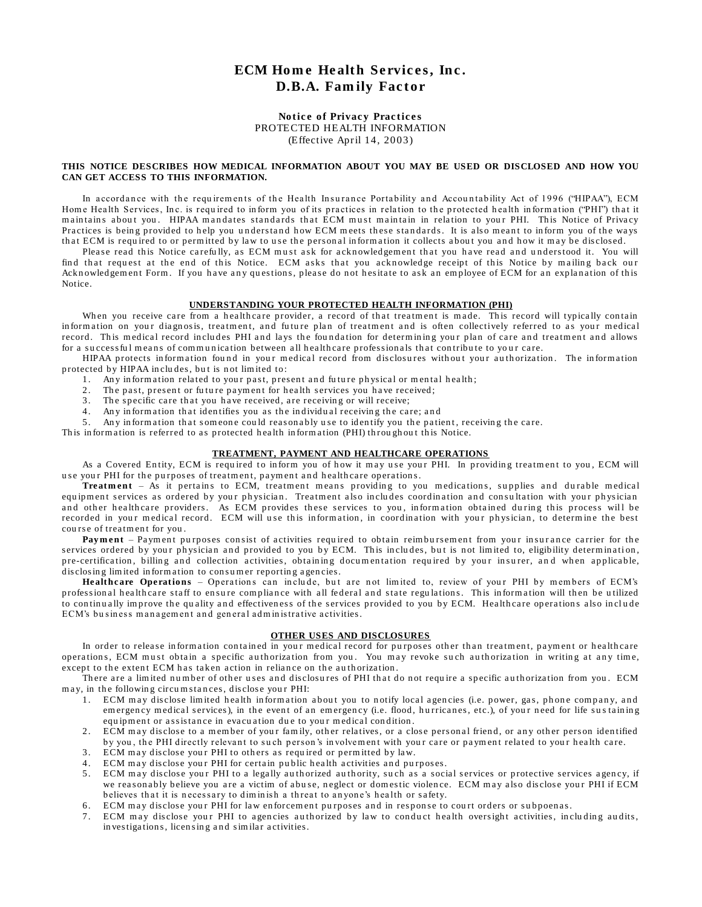# ECM Home Health Services, Inc.
# D.B.A. Family Factor

**Notice of Privacy Practices**
PROTECTED HEALTH INFORMATION
(Effective April 14, 2003)

**THIS NOTICE DESCRIBES HOW MEDICAL INFORMATION ABOUT YOU MAY BE USED OR DISCLOSED AND HOW YOU CAN GET ACCESS TO THIS INFORMATION.**

In accordance with the requirements of the Health Insurance Portability and Accountability Act of 1996 ("HIPAA"), ECM Home Health Services, Inc. is required to inform you of its practices in relation to the protected health information ("PHI") that it maintains about you. HIPAA mandates standards that ECM must maintain in relation to your PHI. This Notice of Privacy Practices is being provided to help you understand how ECM meets these standards. It is also meant to inform you of the ways that ECM is required to or permitted by law to use the personal information it collects about you and how it may be disclosed.

Please read this Notice carefully, as ECM must ask for acknowledgement that you have read and understood it. You will find that request at the end of this Notice. ECM asks that you acknowledge receipt of this Notice by mailing back our Acknowledgement Form. If you have any questions, please do not hesitate to ask an employee of ECM for an explanation of this Notice.

## UNDERSTANDING YOUR PROTECTED HEALTH INFORMATION (PHI)

When you receive care from a healthcare provider, a record of that treatment is made. This record will typically contain information on your diagnosis, treatment, and future plan of treatment and is often collectively referred to as your medical record. This medical record includes PHI and lays the foundation for determining your plan of care and treatment and allows for a successful means of communication between all healthcare professionals that contribute to your care.

HIPAA protects information found in your medical record from disclosures without your authorization. The information protected by HIPAA includes, but is not limited to:

1. Any information related to your past, present and future physical or mental health;
2. The past, present or future payment for health services you have received;
3. The specific care that you have received, are receiving or will receive;
4. Any information that identifies you as the individual receiving the care; and
5. Any information that someone could reasonably use to identify you the patient, receiving the care.

This information is referred to as protected health information (PHI) throughout this Notice.

## TREATMENT, PAYMENT AND HEALTHCARE OPERATIONS

As a Covered Entity, ECM is required to inform you of how it may use your PHI. In providing treatment to you, ECM will use your PHI for the purposes of treatment, payment and healthcare operations.

**Treatment** – As it pertains to ECM, treatment means providing to you medications, supplies and durable medical equipment services as ordered by your physician. Treatment also includes coordination and consultation with your physician and other healthcare providers. As ECM provides these services to you, information obtained during this process will be recorded in your medical record. ECM will use this information, in coordination with your physician, to determine the best course of treatment for you.

**Payment** – Payment purposes consist of activities required to obtain reimbursement from your insurance carrier for the services ordered by your physician and provided to you by ECM. This includes, but is not limited to, eligibility determination, pre-certification, billing and collection activities, obtaining documentation required by your insurer, and when applicable, disclosing limited information to consumer reporting agencies.

**Healthcare Operations** – Operations can include, but are not limited to, review of your PHI by members of ECM's professional healthcare staff to ensure compliance with all federal and state regulations. This information will then be utilized to continually improve the quality and effectiveness of the services provided to you by ECM. Healthcare operations also include ECM's business management and general administrative activities.

## OTHER USES AND DISCLOSURES

In order to release information contained in your medical record for purposes other than treatment, payment or healthcare operations, ECM must obtain a specific authorization from you. You may revoke such authorization in writing at any time, except to the extent ECM has taken action in reliance on the authorization.

There are a limited number of other uses and disclosures of PHI that do not require a specific authorization from you. ECM may, in the following circumstances, disclose your PHI:

1. ECM may disclose limited health information about you to notify local agencies (i.e. power, gas, phone company, and emergency medical services), in the event of an emergency (i.e. flood, hurricanes, etc.), of your need for life sustaining equipment or assistance in evacuation due to your medical condition.
2. ECM may disclose to a member of your family, other relatives, or a close personal friend, or any other person identified by you, the PHI directly relevant to such person's involvement with your care or payment related to your health care.
3. ECM may disclose your PHI to others as required or permitted by law.
4. ECM may disclose your PHI for certain public health activities and purposes.
5. ECM may disclose your PHI to a legally authorized authority, such as a social services or protective services agency, if we reasonably believe you are a victim of abuse, neglect or domestic violence. ECM may also disclose your PHI if ECM believes that it is necessary to diminish a threat to anyone's health or safety.
6. ECM may disclose your PHI for law enforcement purposes and in response to court orders or subpoenas.
7. ECM may disclose your PHI to agencies authorized by law to conduct health oversight activities, including audits, investigations, licensing and similar activities.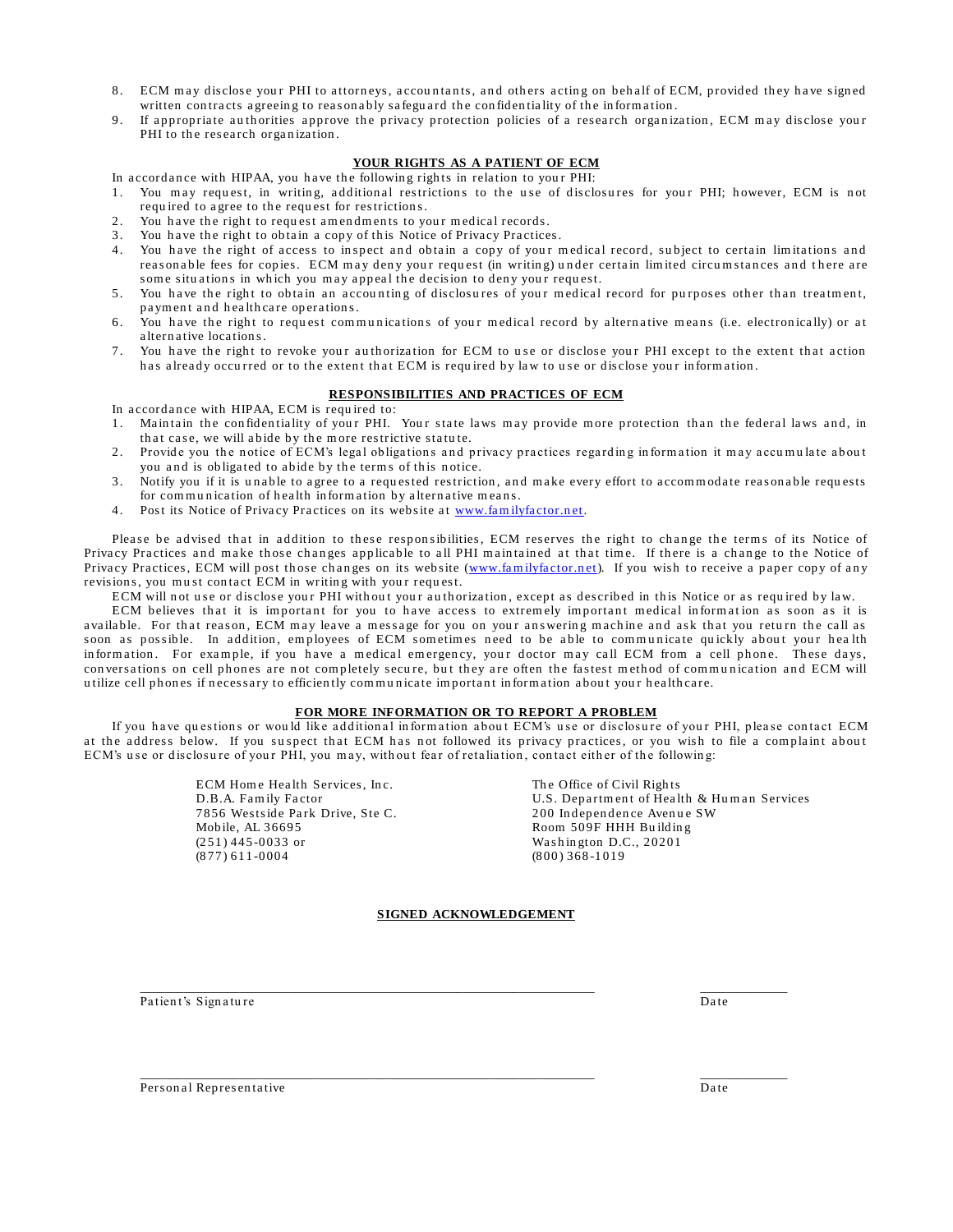8. ECM may disclose your PHI to attorneys, accountants, and others acting on behalf of ECM, provided they have signed written contracts agreeing to reasonably safeguard the confidentiality of the information.
9. If appropriate authorities approve the privacy protection policies of a research organization, ECM may disclose your PHI to the research organization.

## YOUR RIGHTS AS A PATIENT OF ECM

In accordance with HIPAA, you have the following rights in relation to your PHI:

1. You may request, in writing, additional restrictions to the use of disclosures for your PHI; however, ECM is not required to agree to the request for restrictions.
2. You have the right to request amendments to your medical records.
3. You have the right to obtain a copy of this Notice of Privacy Practices.
4. You have the right of access to inspect and obtain a copy of your medical record, subject to certain limitations and reasonable fees for copies. ECM may deny your request (in writing) under certain limited circumstances and there are some situations in which you may appeal the decision to deny your request.
5. You have the right to obtain an accounting of disclosures of your medical record for purposes other than treatment, payment and healthcare operations.
6. You have the right to request communications of your medical record by alternative means (i.e. electronically) or at alternative locations.
7. You have the right to revoke your authorization for ECM to use or disclose your PHI except to the extent that action has already occurred or to the extent that ECM is required by law to use or disclose your information.

## RESPONSIBILITIES AND PRACTICES OF ECM

In accordance with HIPAA, ECM is required to:

1. Maintain the confidentiality of your PHI. Your state laws may provide more protection than the federal laws and, in that case, we will abide by the more restrictive statute.
2. Provide you the notice of ECM's legal obligations and privacy practices regarding information it may accumulate about you and is obligated to abide by the terms of this notice.
3. Notify you if it is unable to agree to a requested restriction, and make every effort to accommodate reasonable requests for communication of health information by alternative means.
4. Post its Notice of Privacy Practices on its website at www.familyfactor.net.

Please be advised that in addition to these responsibilities, ECM reserves the right to change the terms of its Notice of Privacy Practices and make those changes applicable to all PHI maintained at that time. If there is a change to the Notice of Privacy Practices, ECM will post those changes on its website (www.familyfactor.net). If you wish to receive a paper copy of any revisions, you must contact ECM in writing with your request.

ECM will not use or disclose your PHI without your authorization, except as described in this Notice or as required by law.

ECM believes that it is important for you to have access to extremely important medical information as soon as it is available. For that reason, ECM may leave a message for you on your answering machine and ask that you return the call as soon as possible. In addition, employees of ECM sometimes need to be able to communicate quickly about your health information. For example, if you have a medical emergency, your doctor may call ECM from a cell phone. These days, conversations on cell phones are not completely secure, but they are often the fastest method of communication and ECM will utilize cell phones if necessary to efficiently communicate important information about your healthcare.

## FOR MORE INFORMATION OR TO REPORT A PROBLEM

If you have questions or would like additional information about ECM's use or disclosure of your PHI, please contact ECM at the address below. If you suspect that ECM has not followed its privacy practices, or you wish to file a complaint about ECM's use or disclosure of your PHI, you may, without fear of retaliation, contact either of the following:

ECM Home Health Services, Inc.
D.B.A. Family Factor
7856 Westside Park Drive, Ste C.
Mobile, AL 36695
(251) 445-0033 or
(877) 611-0004

The Office of Civil Rights
U.S. Department of Health & Human Services
200 Independence Avenue SW
Room 509F HHH Building
Washington D.C., 20201
(800) 368-1019

## SIGNED ACKNOWLEDGEMENT

_______________________________________________ ____________

Patient's Signature Date

_______________________________________________ ____________

Personal Representative Date